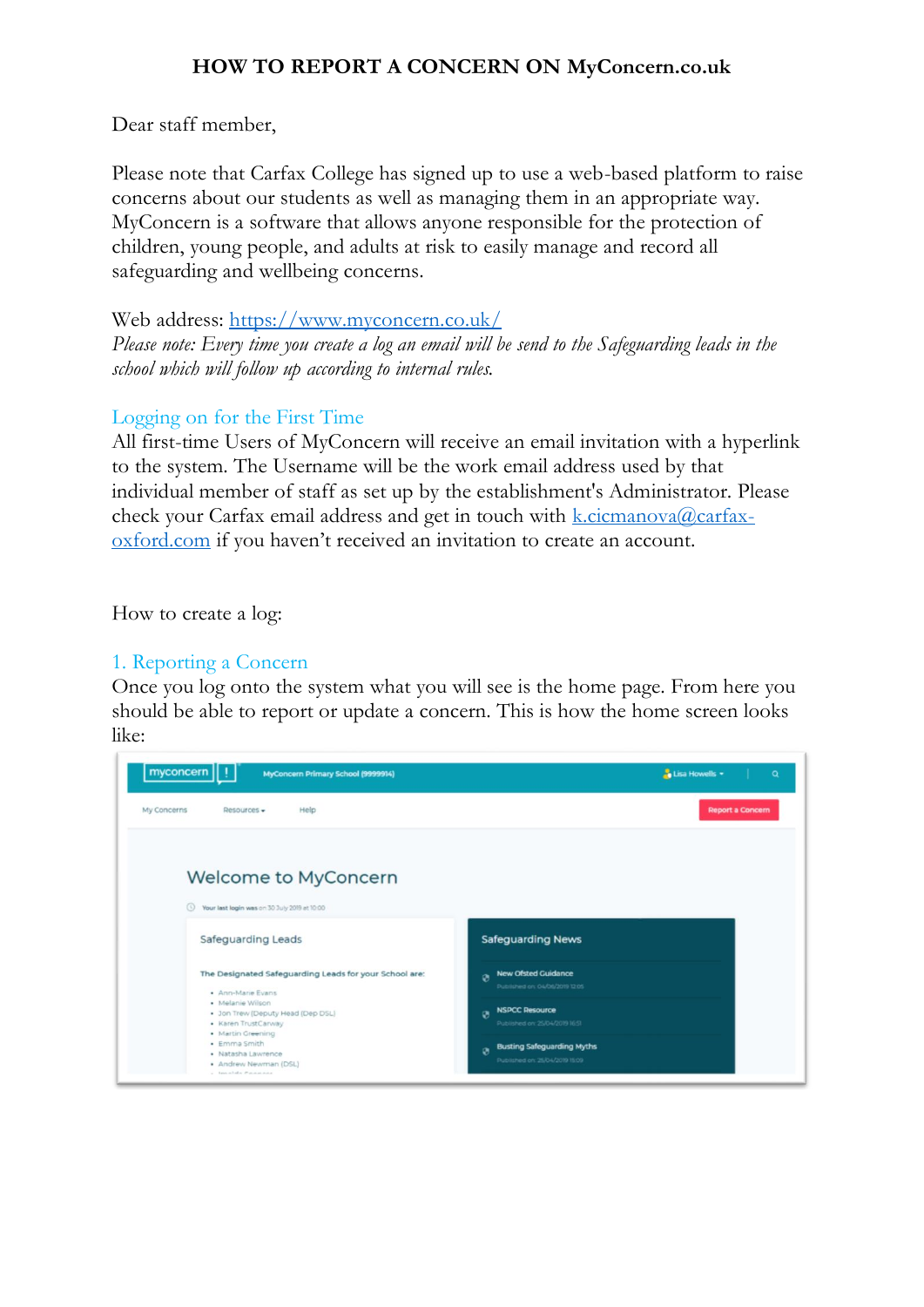# HOW TO REPORT A CONCERN ON MyConcern.co.uk

Dear staff member,

Please note that Carfax College has signed up to use a web-based platform to raise concerns about our students as well as managing them in an appropriate way. MyConcern is a software that allows anyone responsible for the protection of children, young people, and adults at risk to easily manage and record all safeguarding and wellbeing concerns.

Web address: https://www.myconcern.co.uk/

*Please note: Every time you create a log an email will be send to the Safeguarding leads in the school which will follow up according to internal rules.*

## Logging on for the First Time

All first-time Users of MyConcern will receive an email invitation with a hyperlink to the system. The Username will be the work email address used by that individual member of staff as set up by the establishment's Administrator. Please check your Carfax email address and get in touch with k.cicmanova@carfax-oxford.com if you haven't received an invitation to create an account.

How to create a log:

## 1. Reporting a Concern

Once you log onto the system what you will see is the home page. From here you should be able to report or update a concern. This is how the home screen looks like: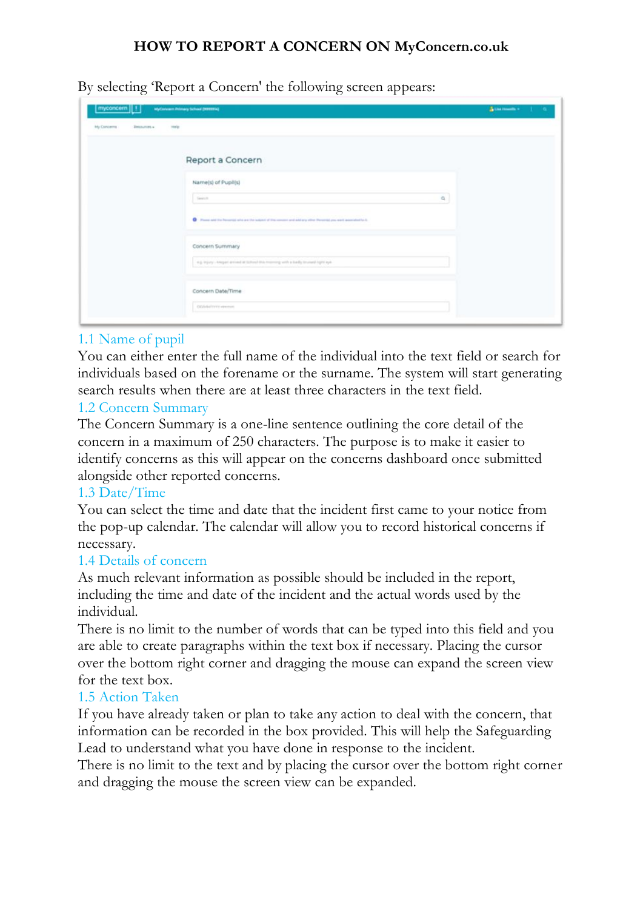# HOW TO REPORT A CONCERN ON MyConcern.co.uk

By selecting 'Report a Concern' the following screen appears:

### 1.1 Name of pupil

You can either enter the full name of the individual into the text field or search for individuals based on the forename or the surname. The system will start generating search results when there are at least three characters in the text field.

### 1.2 Concern Summary

The Concern Summary is a one-line sentence outlining the core detail of the concern in a maximum of 250 characters. The purpose is to make it easier to identify concerns as this will appear on the concerns dashboard once submitted alongside other reported concerns.

### 1.3 Date/Time

You can select the time and date that the incident first came to your notice from the pop-up calendar. The calendar will allow you to record historical concerns if necessary.

### 1.4 Details of concern

As much relevant information as possible should be included in the report, including the time and date of the incident and the actual words used by the individual.

There is no limit to the number of words that can be typed into this field and you are able to create paragraphs within the text box if necessary. Placing the cursor over the bottom right corner and dragging the mouse can expand the screen view for the text box.

### 1.5 Action Taken

If you have already taken or plan to take any action to deal with the concern, that information can be recorded in the box provided. This will help the Safeguarding Lead to understand what you have done in response to the incident.

There is no limit to the text and by placing the cursor over the bottom right corner and dragging the mouse the screen view can be expanded.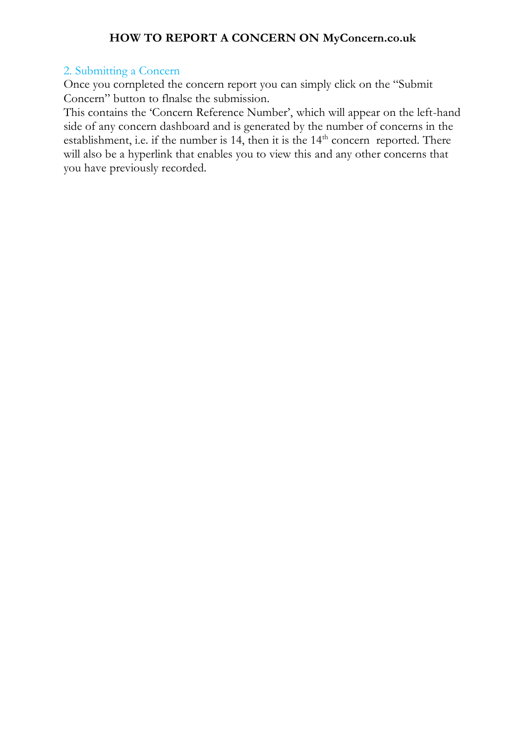## 2. Submitting a Concern

Once you cornpleted the concern report you can simply click on the "Submit Concern" button to flnalse the submission.

This contains the 'Concern Reference Number', which will appear on the left-hand side of any concern dashboard and is generated by the number of concerns in the establishment, i.e. if the number is 14, then it is the 14th concern reported. There will also be a hyperlink that enables you to view this and any other concerns that you have previously recorded.